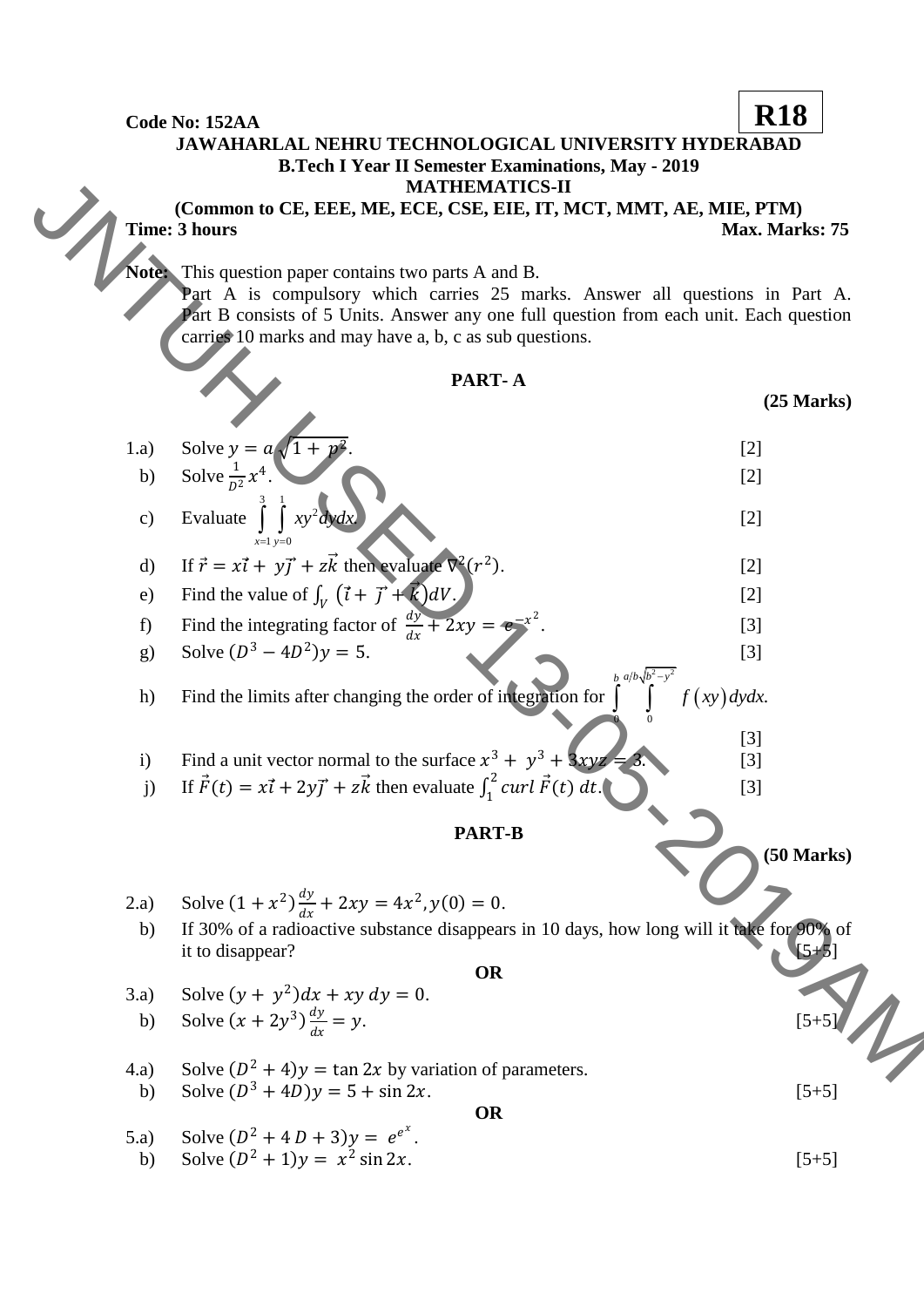**Code No: 152AA** **R18**

# JAWAHARLAL NEHRU TECHNOLOGICAL UNIVERSITY HYDERABAD

## B.Tech I Year II Semester Examinations, May - 2019

## MATHEMATICS-II

**(Common to CE, EEE, ME, ECE, CSE, EIE, IT, MCT, MMT, AE, MIE, PTM)**

**Time: 3 hours** **Max. Marks: 75**

**Note:** This question paper contains two parts A and B.
Part A is compulsory which carries 25 marks. Answer all questions in Part A. Part B consists of 5 Units. Answer any one full question from each unit. Each question carries 10 marks and may have a, b, c as sub questions.

## PART- A

**(25 Marks)**

1.a) Solve $y = a\sqrt{1 + p^2}$. [2]

b) Solve $\frac{1}{D^2}x^4$. [2]

c) Evaluate $\int_{x=1}^{3}\int_{y=0}^{1} xy^2\,dy\,dx$. [2]

d) If $\vec{r} = x\vec{i} + y\vec{j} + z\vec{k}$ then evaluate $\nabla^2(r^2)$. [2]

e) Find the value of $\int_V (\vec{i} + \vec{j} + \vec{k})dV$. [2]

f) Find the integrating factor of $\frac{dy}{dx} + 2xy = e^{-x^2}$. [3]

g) Solve $(D^3 - 4D^2)y = 5$. [3]

h) Find the limits after changing the order of integration for $\int_0^b \int_0^{a/b\sqrt{b^2-y^2}} f(xy)\,dy\,dx$. [3]

i) Find a unit vector normal to the surface $x^3 + y^3 + 3xyz = 3$. [3]

j) If $\vec{F}(t) = x\vec{i} + 2y\vec{j} + z\vec{k}$ then evaluate $\int_1^2 curl\,\vec{F}(t)\,dt$. [3]

## PART-B

**(50 Marks)**

2.a) Solve $(1 + x^2)\frac{dy}{dx} + 2xy = 4x^2, y(0) = 0$.

b) If 30% of a radioactive substance disappears in 10 days, how long will it take for 90% of it to disappear? [5+5]

**OR**

3.a) Solve $(y + y^2)dx + xy\,dy = 0$.

b) Solve $(x + 2y^3)\frac{dy}{dx} = y$. [5+5]

4.a) Solve $(D^2 + 4)y = \tan 2x$ by variation of parameters.

b) Solve $(D^3 + 4D)y = 5 + \sin 2x$. [5+5]

**OR**

5.a) Solve $(D^2 + 4D + 3)y = e^{e^x}$.

b) Solve $(D^2 + 1)y = x^2 \sin 2x$. [5+5]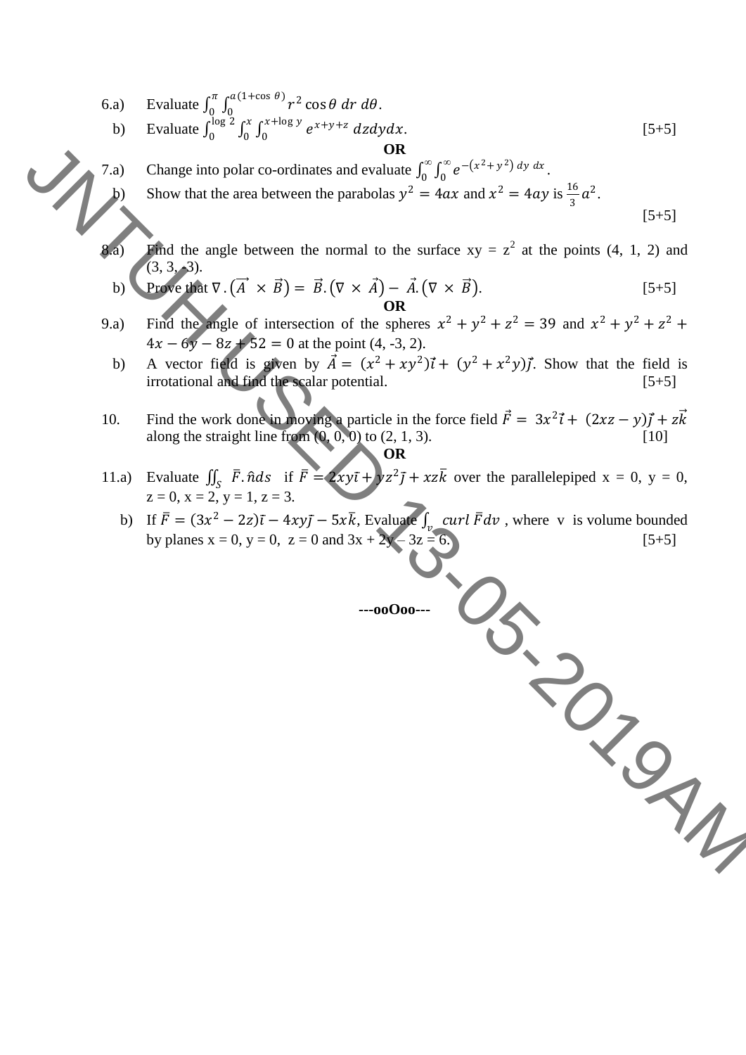6.a) Evaluate $\int_0^{\pi} \int_0^{a(1+\cos\theta)} r^2 \cos\theta \, dr \, d\theta$.

b) Evaluate $\int_0^{\log 2} \int_0^{x} \int_0^{x+\log y} e^{x+y+z} \, dz dy dx$. [5+5]

**OR**

7.a) Change into polar co-ordinates and evaluate $\int_0^{\infty} \int_0^{\infty} e^{-(x^2+y^2)} \, dy \, dx$.

b) Show that the area between the parabolas $y^2 = 4ax$ and $x^2 = 4ay$ is $\frac{16}{3}a^2$. [5+5]

8.a) Find the angle between the normal to the surface xy = $z^2$ at the points (4, 1, 2) and (3, 3, -3).

b) Prove that $\nabla . (\vec{A} \times \vec{B}) = \vec{B}.(\nabla \times \vec{A}) - \vec{A}.(\nabla \times \vec{B})$. [5+5]

**OR**

9.a) Find the angle of intersection of the spheres $x^2 + y^2 + z^2 = 39$ and $x^2 + y^2 + z^2 + 4x - 6y - 8z + 52 = 0$ at the point (4, -3, 2).

b) A vector field is given by $\vec{A} = (x^2 + xy^2)\vec{i} + (y^2 + x^2y)\vec{j}$. Show that the field is irrotational and find the scalar potential. [5+5]

10. Find the work done in moving a particle in the force field $\vec{F} = 3x^2\vec{i} + (2xz - y)\vec{j} + z\vec{k}$ along the straight line from (0, 0, 0) to (2, 1, 3). [10]

**OR**

11.a) Evaluate $\iint_S \bar{F}.\hat{n}ds$ if $\bar{F} = 2xy\bar{\imath} + yz^2\bar{\jmath} + xz\bar{k}$ over the parallelepiped x = 0, y = 0, z = 0, x = 2, y = 1, z = 3.

b) If $\bar{F} = (3x^2 - 2z)\bar{\imath} - 4xy\bar{\jmath} - 5x\bar{k}$, Evaluate $\int_v curl\,\bar{F}dv$ , where v is volume bounded by planes x = 0, y = 0, z = 0 and 3x + 2y – 3z = 6. [5+5]

**---ooOoo---**